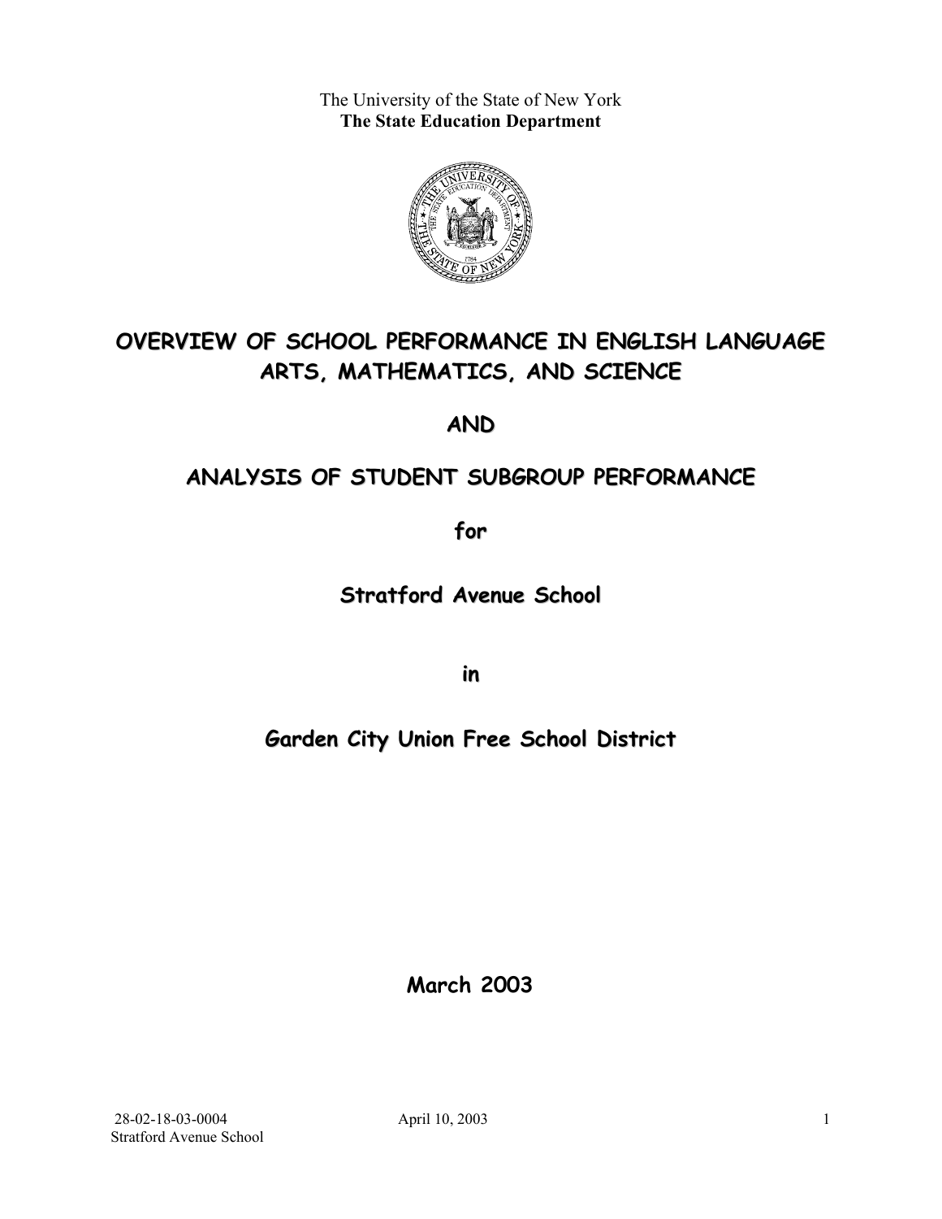The University of the State of New York
**The State Education Department**

# OVERVIEW OF SCHOOL PERFORMANCE IN ENGLISH LANGUAGE ARTS, MATHEMATICS, AND SCIENCE

# AND

# ANALYSIS OF STUDENT SUBGROUP PERFORMANCE

## for

## Stratford Avenue School

## in

## Garden City Union Free School District

**March 2003**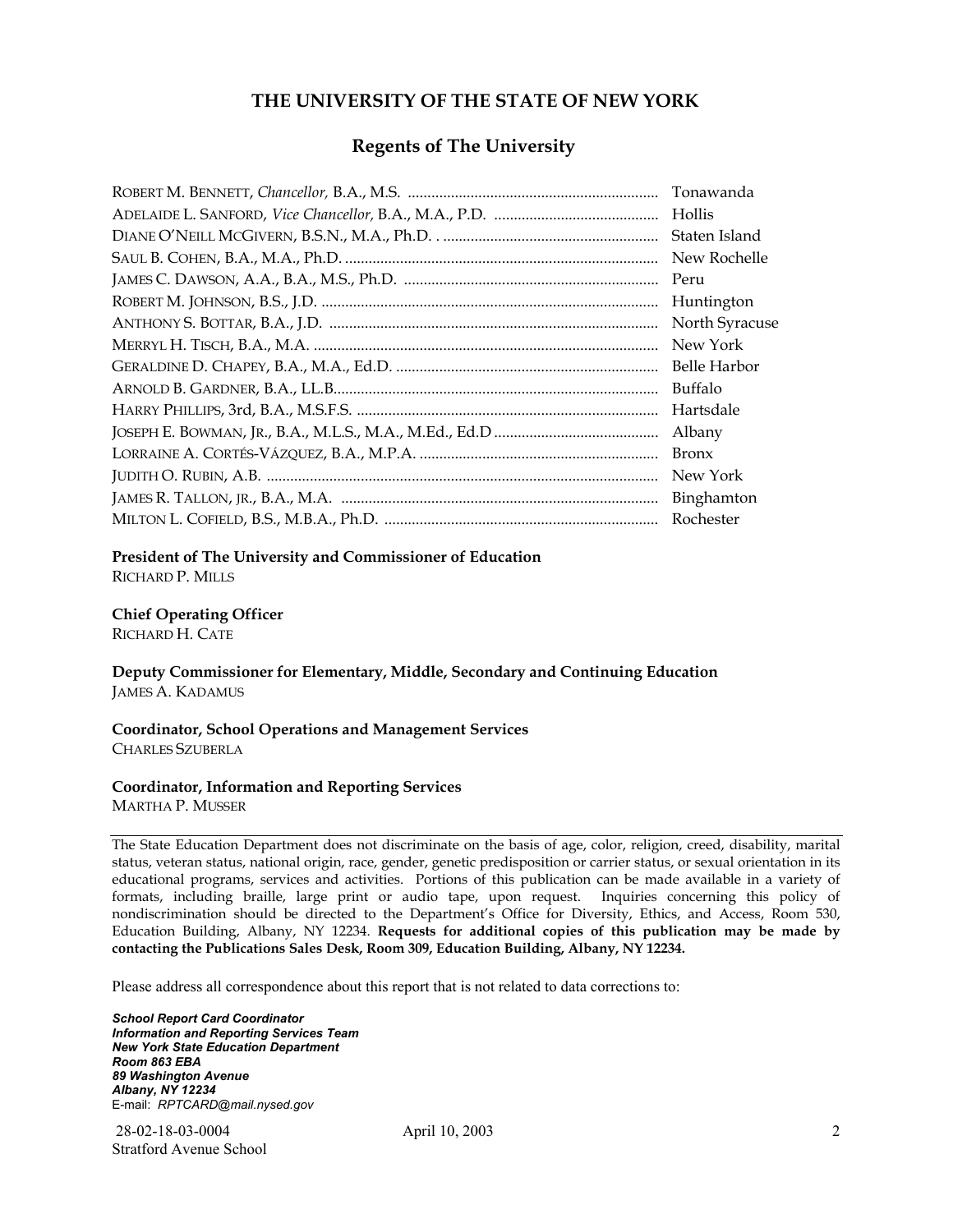# THE UNIVERSITY OF THE STATE OF NEW YORK

## Regents of The University

| | |
|---|---|
| ROBERT M. BENNETT, *Chancellor,* B.A., M.S. | Tonawanda |
| ADELAIDE L. SANFORD, *Vice Chancellor,* B.A., M.A., P.D. | Hollis |
| DIANE O'NEILL MCGIVERN, B.S.N., M.A., Ph.D. | Staten Island |
| SAUL B. COHEN, B.A., M.A., Ph.D. | New Rochelle |
| JAMES C. DAWSON, A.A., B.A., M.S., Ph.D. | Peru |
| ROBERT M. JOHNSON, B.S., J.D. | Huntington |
| ANTHONY S. BOTTAR, B.A., J.D. | North Syracuse |
| MERRYL H. TISCH, B.A., M.A. | New York |
| GERALDINE D. CHAPEY, B.A., M.A., Ed.D. | Belle Harbor |
| ARNOLD B. GARDNER, B.A., LL.B. | Buffalo |
| HARRY PHILLIPS, 3rd, B.A., M.S.F.S. | Hartsdale |
| JOSEPH E. BOWMAN, JR., B.A., M.L.S., M.A., M.Ed., Ed.D | Albany |
| LORRAINE A. CORTÉS-VÁZQUEZ, B.A., M.P.A. | Bronx |
| JUDITH O. RUBIN, A.B. | New York |
| JAMES R. TALLON, JR., B.A., M.A. | Binghamton |
| MILTON L. COFIELD, B.S., M.B.A., Ph.D. | Rochester |

**President of The University and Commissioner of Education**
RICHARD P. MILLS

**Chief Operating Officer**
RICHARD H. CATE

**Deputy Commissioner for Elementary, Middle, Secondary and Continuing Education**
JAMES A. KADAMUS

**Coordinator, School Operations and Management Services**
CHARLES SZUBERLA

**Coordinator, Information and Reporting Services**
MARTHA P. MUSSER

---

The State Education Department does not discriminate on the basis of age, color, religion, creed, disability, marital status, veteran status, national origin, race, gender, genetic predisposition or carrier status, or sexual orientation in its educational programs, services and activities. Portions of this publication can be made available in a variety of formats, including braille, large print or audio tape, upon request. Inquiries concerning this policy of nondiscrimination should be directed to the Department's Office for Diversity, Ethics, and Access, Room 530, Education Building, Albany, NY 12234. **Requests for additional copies of this publication may be made by contacting the Publications Sales Desk, Room 309, Education Building, Albany, NY 12234.**

Please address all correspondence about this report that is not related to data corrections to:

***School Report Card Coordinator***
***Information and Reporting Services Team***
***New York State Education Department***
***Room 863 EBA***
***89 Washington Avenue***
***Albany, NY 12234***
E-mail: *RPTCARD@mail.nysed.gov*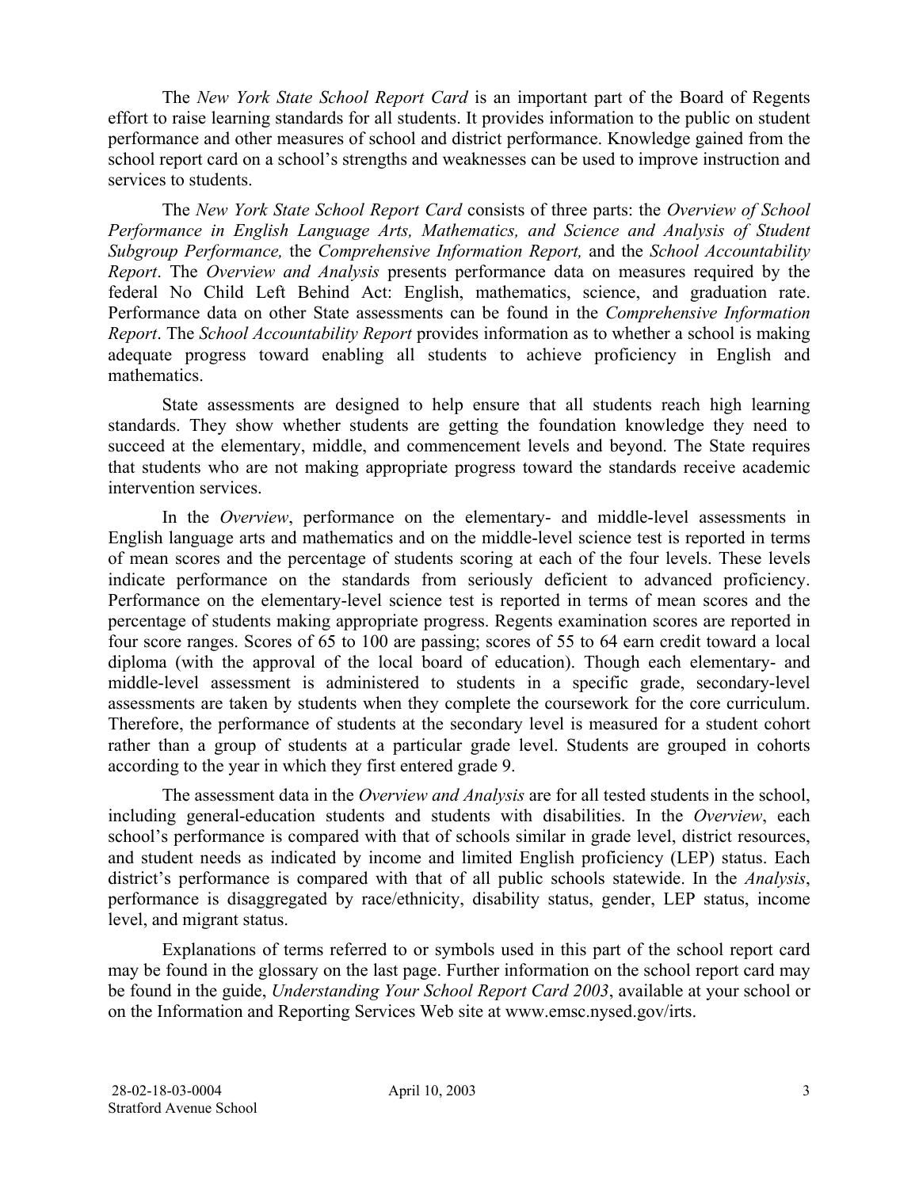The *New York State School Report Card* is an important part of the Board of Regents effort to raise learning standards for all students. It provides information to the public on student performance and other measures of school and district performance. Knowledge gained from the school report card on a school's strengths and weaknesses can be used to improve instruction and services to students.

The *New York State School Report Card* consists of three parts: the *Overview of School Performance in English Language Arts, Mathematics, and Science and Analysis of Student Subgroup Performance,* the *Comprehensive Information Report,* and the *School Accountability Report*. The *Overview and Analysis* presents performance data on measures required by the federal No Child Left Behind Act: English, mathematics, science, and graduation rate. Performance data on other State assessments can be found in the *Comprehensive Information Report*. The *School Accountability Report* provides information as to whether a school is making adequate progress toward enabling all students to achieve proficiency in English and mathematics.

State assessments are designed to help ensure that all students reach high learning standards. They show whether students are getting the foundation knowledge they need to succeed at the elementary, middle, and commencement levels and beyond. The State requires that students who are not making appropriate progress toward the standards receive academic intervention services.

In the *Overview*, performance on the elementary- and middle-level assessments in English language arts and mathematics and on the middle-level science test is reported in terms of mean scores and the percentage of students scoring at each of the four levels. These levels indicate performance on the standards from seriously deficient to advanced proficiency. Performance on the elementary-level science test is reported in terms of mean scores and the percentage of students making appropriate progress. Regents examination scores are reported in four score ranges. Scores of 65 to 100 are passing; scores of 55 to 64 earn credit toward a local diploma (with the approval of the local board of education). Though each elementary- and middle-level assessment is administered to students in a specific grade, secondary-level assessments are taken by students when they complete the coursework for the core curriculum. Therefore, the performance of students at the secondary level is measured for a student cohort rather than a group of students at a particular grade level. Students are grouped in cohorts according to the year in which they first entered grade 9.

The assessment data in the *Overview and Analysis* are for all tested students in the school, including general-education students and students with disabilities. In the *Overview*, each school's performance is compared with that of schools similar in grade level, district resources, and student needs as indicated by income and limited English proficiency (LEP) status. Each district's performance is compared with that of all public schools statewide. In the *Analysis*, performance is disaggregated by race/ethnicity, disability status, gender, LEP status, income level, and migrant status.

Explanations of terms referred to or symbols used in this part of the school report card may be found in the glossary on the last page. Further information on the school report card may be found in the guide, *Understanding Your School Report Card 2003*, available at your school or on the Information and Reporting Services Web site at www.emsc.nysed.gov/irts.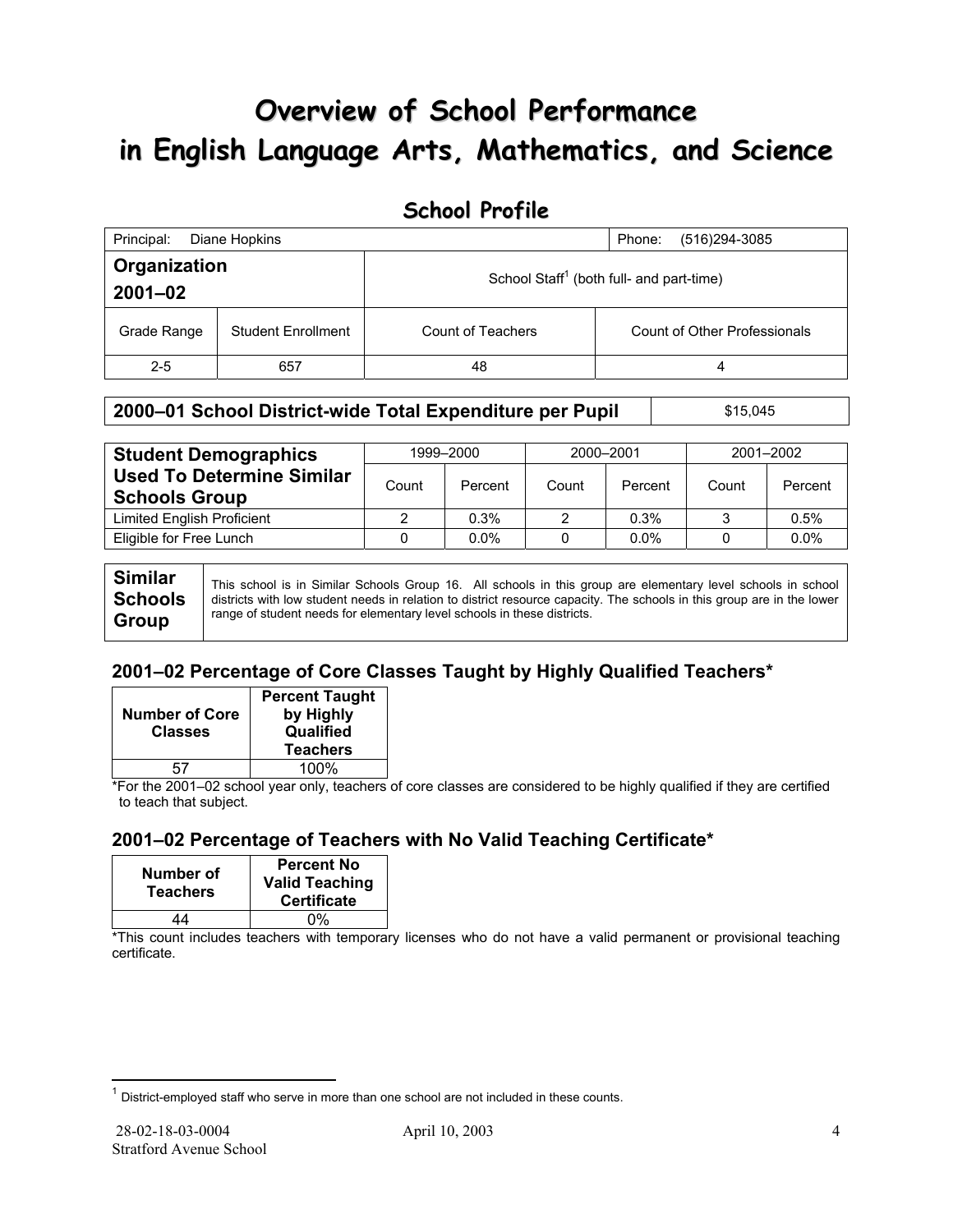# Overview of School Performance in English Language Arts, Mathematics, and Science

## School Profile

| Principal: Diane Hopkins | | | Phone: (516)294-3085 |
|---|---|---|---|
| **Organization 2001–02** | | School Staff[1] (both full- and part-time) | |
| Grade Range | Student Enrollment | Count of Teachers | Count of Other Professionals |
| 2-5 | 657 | 48 | 4 |

| **2000–01 School District-wide Total Expenditure per Pupil** | $15,045 |
|---|---|

| **Student Demographics Used To Determine Similar Schools Group** | 1999–2000 | | 2000–2001 | | 2001–2002 | |
|---|---|---|---|---|---|---|
| | Count | Percent | Count | Percent | Count | Percent |
| Limited English Proficient | 2 | 0.3% | 2 | 0.3% | 3 | 0.5% |
| Eligible for Free Lunch | 0 | 0.0% | 0 | 0.0% | 0 | 0.0% |

| **Similar Schools Group** | This school is in Similar Schools Group 16. All schools in this group are elementary level schools in school districts with low student needs in relation to district resource capacity. The schools in this group are in the lower range of student needs for elementary level schools in these districts. |
|---|---|

### 2001–02 Percentage of Core Classes Taught by Highly Qualified Teachers*

| Number of Core Classes | Percent Taught by Highly Qualified Teachers |
|---|---|
| 57 | 100% |

*For the 2001–02 school year only, teachers of core classes are considered to be highly qualified if they are certified to teach that subject.

### 2001–02 Percentage of Teachers with No Valid Teaching Certificate*

| Number of Teachers | Percent No Valid Teaching Certificate |
|---|---|
| 44 | 0% |

*This count includes teachers with temporary licenses who do not have a valid permanent or provisional teaching certificate.

[1] District-employed staff who serve in more than one school are not included in these counts.

28-02-18-03-0004
Stratford Avenue School

April 10, 2003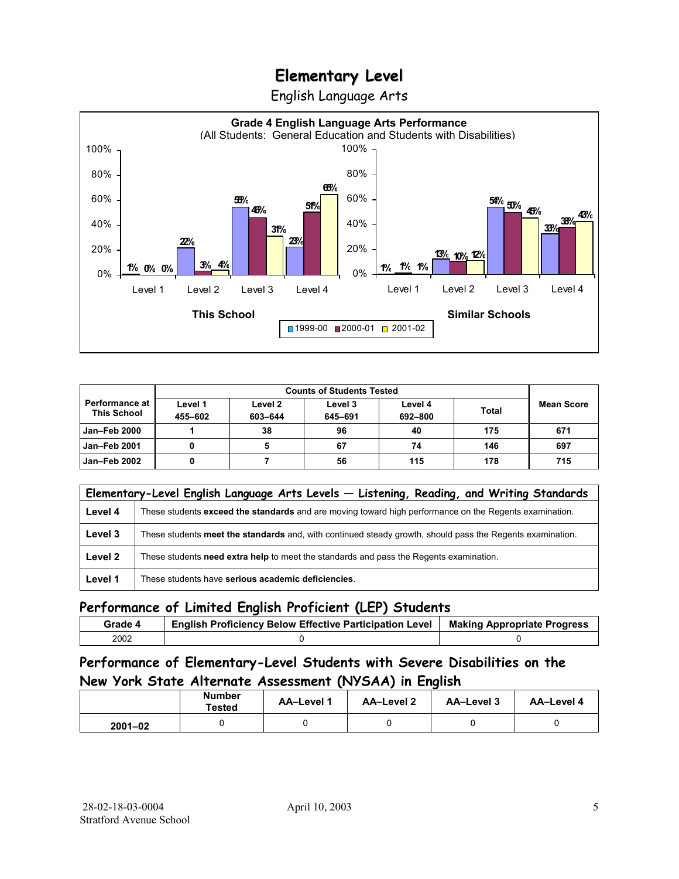# Elementary Level

English Language Arts

**Grade 4 English Language Arts Performance**
(All Students: General Education and Students with Disabilities)

| | This School 1999-00 | This School 2000-01 | This School 2001-02 | Similar Schools 1999-00 | Similar Schools 2000-01 | Similar Schools 2001-02 |
|---|---|---|---|---|---|---|
| Level 1 | 1% | 0% | 0% | 1% | 1% | 1% |
| Level 2 | 22% | 3% | 4% | 13% | 10% | 12% |
| Level 3 | 55% | 46% | 31% | 54% | 50% | 45% |
| Level 4 | 23% | 51% | 65% | 33% | 38% | 43% |

| Performance at This School | Counts of Students Tested | | | | | Mean Score |
|---|---|---|---|---|---|---|
| | Level 1 455–602 | Level 2 603–644 | Level 3 645–691 | Level 4 692–800 | Total | |
| Jan–Feb 2000 | 1 | 38 | 96 | 40 | 175 | 671 |
| Jan–Feb 2001 | 0 | 5 | 67 | 74 | 146 | 697 |
| Jan–Feb 2002 | 0 | 7 | 56 | 115 | 178 | 715 |

| Elementary-Level English Language Arts Levels — Listening, Reading, and Writing Standards | |
|---|---|
| Level 4 | These students **exceed the standards** and are moving toward high performance on the Regents examination. |
| Level 3 | These students **meet the standards** and, with continued steady growth, should pass the Regents examination. |
| Level 2 | These students **need extra help** to meet the standards and pass the Regents examination. |
| Level 1 | These students have **serious academic deficiencies**. |

## Performance of Limited English Proficient (LEP) Students

| Grade 4 | English Proficiency Below Effective Participation Level | Making Appropriate Progress |
|---|---|---|
| 2002 | 0 | 0 |

## Performance of Elementary-Level Students with Severe Disabilities on the New York State Alternate Assessment (NYSAA) in English

| | Number Tested | AA–Level 1 | AA–Level 2 | AA–Level 3 | AA–Level 4 |
|---|---|---|---|---|---|
| 2001–02 | 0 | 0 | 0 | 0 | 0 |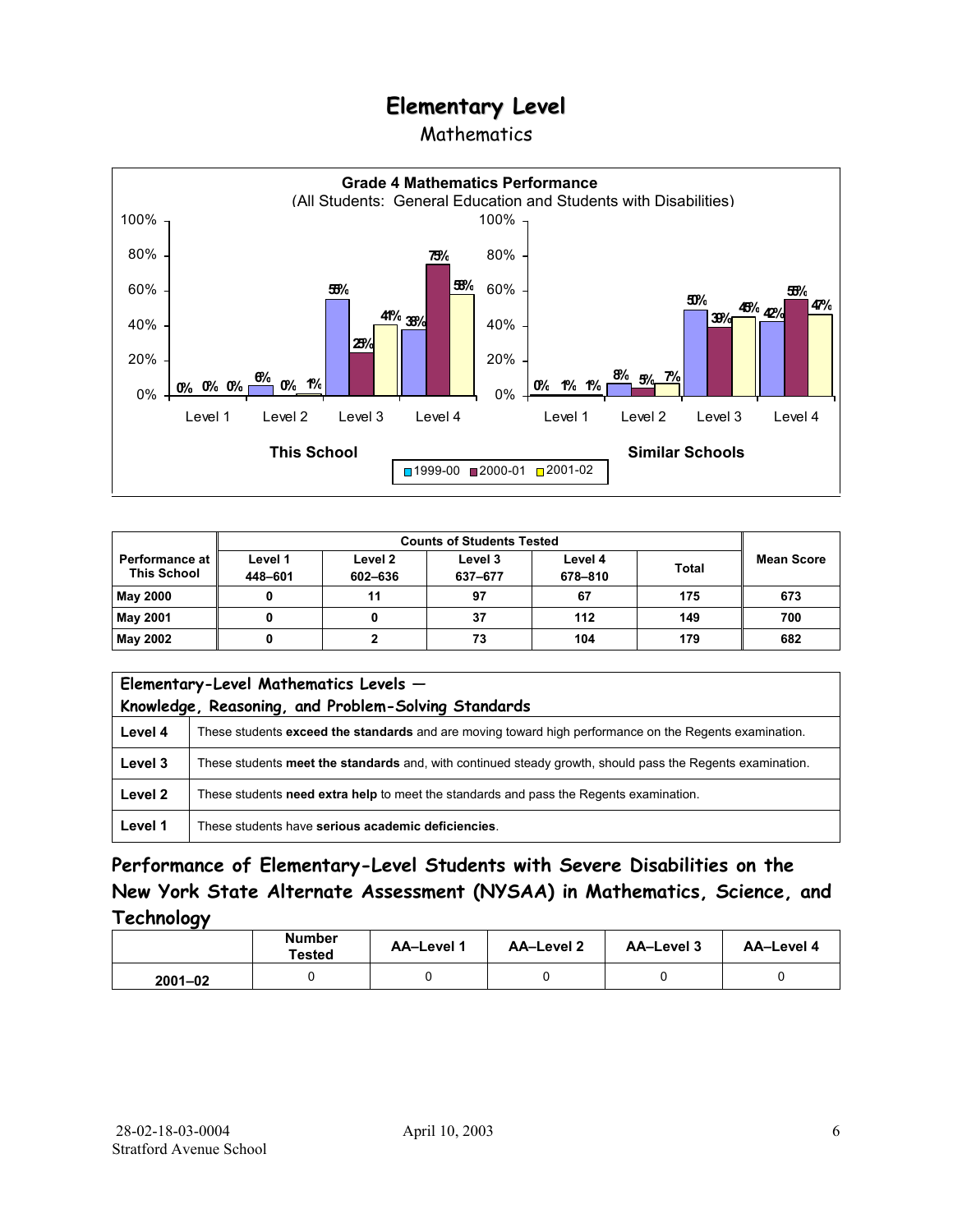# Elementary Level

## Mathematics

**Grade 4 Mathematics Performance**
(All Students: General Education and Students with Disabilities)

| | This School 1999-00 | This School 2000-01 | This School 2001-02 | Similar Schools 1999-00 | Similar Schools 2000-01 | Similar Schools 2001-02 |
|---|---|---|---|---|---|---|
| Level 1 | 0% | 0% | 0% | 0% | 1% | 1% |
| Level 2 | 6% | 0% | 1% | 8% | 5% | 7% |
| Level 3 | 55% | 25% | 41% | 50% | 39% | 45% |
| Level 4 | 38% | 75% | 58% | 42% | 55% | 47% |

| Performance at This School | Counts of Students Tested | | | | | Mean Score |
|---|---|---|---|---|---|---|
| | Level 1 448–601 | Level 2 602–636 | Level 3 637–677 | Level 4 678–810 | Total | |
| May 2000 | 0 | 11 | 97 | 67 | 175 | 673 |
| May 2001 | 0 | 0 | 37 | 112 | 149 | 700 |
| May 2002 | 0 | 2 | 73 | 104 | 179 | 682 |

| Elementary-Level Mathematics Levels — Knowledge, Reasoning, and Problem-Solving Standards | |
|---|---|
| Level 4 | These students **exceed the standards** and are moving toward high performance on the Regents examination. |
| Level 3 | These students **meet the standards** and, with continued steady growth, should pass the Regents examination. |
| Level 2 | These students **need extra help** to meet the standards and pass the Regents examination. |
| Level 1 | These students have **serious academic deficiencies**. |

### Performance of Elementary-Level Students with Severe Disabilities on the New York State Alternate Assessment (NYSAA) in Mathematics, Science, and Technology

| | Number Tested | AA–Level 1 | AA–Level 2 | AA–Level 3 | AA–Level 4 |
|---|---|---|---|---|---|
| 2001–02 | 0 | 0 | 0 | 0 | 0 |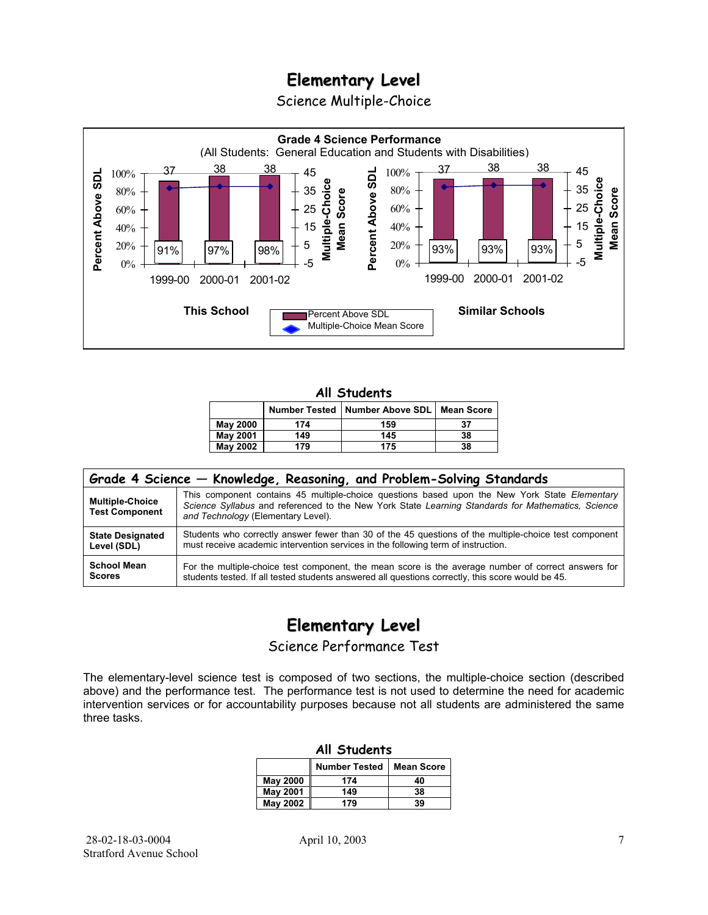# Elementary Level

## Science Multiple-Choice

**Grade 4 Science Performance**
(All Students: General Education and Students with Disabilities)

**This School**

| Year | Percent Above SDL | Multiple-Choice Mean Score |
|---|---|---|
| 1999-00 | 91% | 37 |
| 2000-01 | 97% | 38 |
| 2001-02 | 98% | 38 |

**Similar Schools**

| Year | Percent Above SDL | Multiple-Choice Mean Score |
|---|---|---|
| 1999-00 | 93% | 37 |
| 2000-01 | 93% | 38 |
| 2001-02 | 93% | 38 |

### All Students

| | Number Tested | Number Above SDL | Mean Score |
|---|---|---|---|
| **May 2000** | 174 | 159 | 37 |
| **May 2001** | 149 | 145 | 38 |
| **May 2002** | 179 | 175 | 38 |

| Grade 4 Science — Knowledge, Reasoning, and Problem-Solving Standards | |
|---|---|
| **Multiple-Choice Test Component** | This component contains 45 multiple-choice questions based upon the New York State *Elementary Science Syllabus* and referenced to the New York State *Learning Standards for Mathematics, Science and Technology* (Elementary Level). |
| **State Designated Level (SDL)** | Students who correctly answer fewer than 30 of the 45 questions of the multiple-choice test component must receive academic intervention services in the following term of instruction. |
| **School Mean Scores** | For the multiple-choice test component, the mean score is the average number of correct answers for students tested. If all tested students answered all questions correctly, this score would be 45. |

# Elementary Level

## Science Performance Test

The elementary-level science test is composed of two sections, the multiple-choice section (described above) and the performance test. The performance test is not used to determine the need for academic intervention services or for accountability purposes because not all students are administered the same three tasks.

### All Students

| | Number Tested | Mean Score |
|---|---|---|
| **May 2000** | 174 | 40 |
| **May 2001** | 149 | 38 |
| **May 2002** | 179 | 39 |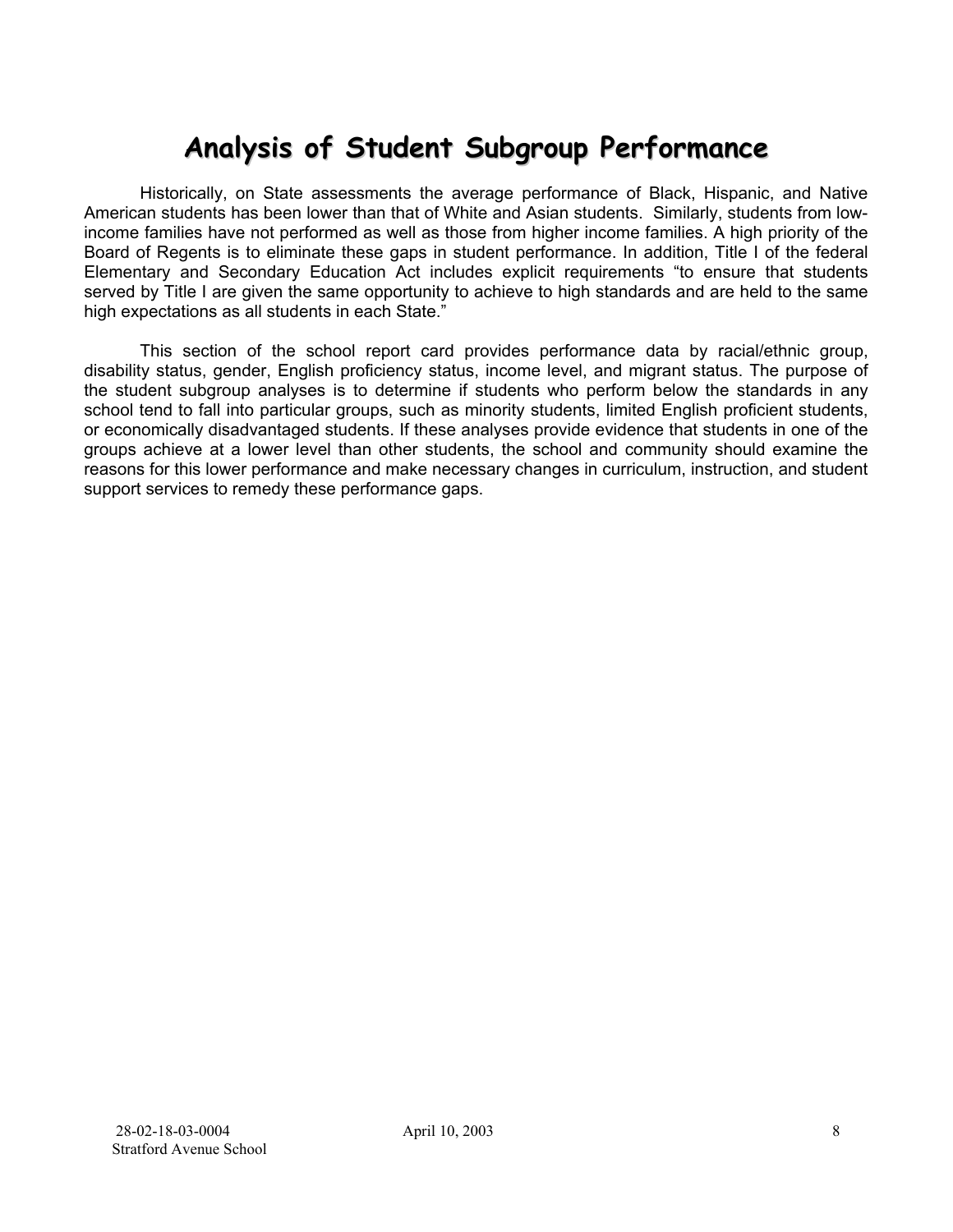# Analysis of Student Subgroup Performance

Historically, on State assessments the average performance of Black, Hispanic, and Native American students has been lower than that of White and Asian students. Similarly, students from low-income families have not performed as well as those from higher income families. A high priority of the Board of Regents is to eliminate these gaps in student performance. In addition, Title I of the federal Elementary and Secondary Education Act includes explicit requirements "to ensure that students served by Title I are given the same opportunity to achieve to high standards and are held to the same high expectations as all students in each State."

This section of the school report card provides performance data by racial/ethnic group, disability status, gender, English proficiency status, income level, and migrant status. The purpose of the student subgroup analyses is to determine if students who perform below the standards in any school tend to fall into particular groups, such as minority students, limited English proficient students, or economically disadvantaged students. If these analyses provide evidence that students in one of the groups achieve at a lower level than other students, the school and community should examine the reasons for this lower performance and make necessary changes in curriculum, instruction, and student support services to remedy these performance gaps.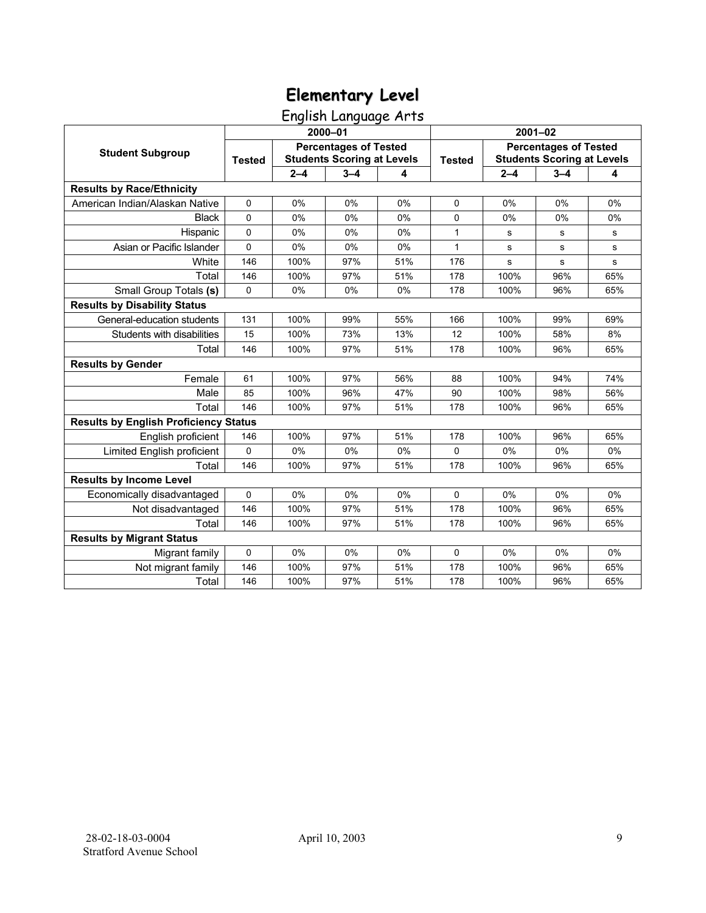# Elementary Level

## English Language Arts

| Student Subgroup | 2000–01 | | | | 2001–02 | | | |
|---|---|---|---|---|---|---|---|---|
| | Tested | Percentages of Tested Students Scoring at Levels | | | Tested | Percentages of Tested Students Scoring at Levels | | |
| | | 2–4 | 3–4 | 4 | | 2–4 | 3–4 | 4 |
| **Results by Race/Ethnicity** | | | | | | | | |
| American Indian/Alaskan Native | 0 | 0% | 0% | 0% | 0 | 0% | 0% | 0% |
| Black | 0 | 0% | 0% | 0% | 0 | 0% | 0% | 0% |
| Hispanic | 0 | 0% | 0% | 0% | 1 | s | s | s |
| Asian or Pacific Islander | 0 | 0% | 0% | 0% | 1 | s | s | s |
| White | 146 | 100% | 97% | 51% | 176 | s | s | s |
| Total | 146 | 100% | 97% | 51% | 178 | 100% | 96% | 65% |
| Small Group Totals **(s)** | 0 | 0% | 0% | 0% | 178 | 100% | 96% | 65% |
| **Results by Disability Status** | | | | | | | | |
| General-education students | 131 | 100% | 99% | 55% | 166 | 100% | 99% | 69% |
| Students with disabilities | 15 | 100% | 73% | 13% | 12 | 100% | 58% | 8% |
| Total | 146 | 100% | 97% | 51% | 178 | 100% | 96% | 65% |
| **Results by Gender** | | | | | | | | |
| Female | 61 | 100% | 97% | 56% | 88 | 100% | 94% | 74% |
| Male | 85 | 100% | 96% | 47% | 90 | 100% | 98% | 56% |
| Total | 146 | 100% | 97% | 51% | 178 | 100% | 96% | 65% |
| **Results by English Proficiency Status** | | | | | | | | |
| English proficient | 146 | 100% | 97% | 51% | 178 | 100% | 96% | 65% |
| Limited English proficient | 0 | 0% | 0% | 0% | 0 | 0% | 0% | 0% |
| Total | 146 | 100% | 97% | 51% | 178 | 100% | 96% | 65% |
| **Results by Income Level** | | | | | | | | |
| Economically disadvantaged | 0 | 0% | 0% | 0% | 0 | 0% | 0% | 0% |
| Not disadvantaged | 146 | 100% | 97% | 51% | 178 | 100% | 96% | 65% |
| Total | 146 | 100% | 97% | 51% | 178 | 100% | 96% | 65% |
| **Results by Migrant Status** | | | | | | | | |
| Migrant family | 0 | 0% | 0% | 0% | 0 | 0% | 0% | 0% |
| Not migrant family | 146 | 100% | 97% | 51% | 178 | 100% | 96% | 65% |
| Total | 146 | 100% | 97% | 51% | 178 | 100% | 96% | 65% |

28-02-18-03-0004
Stratford Avenue School

April 10, 2003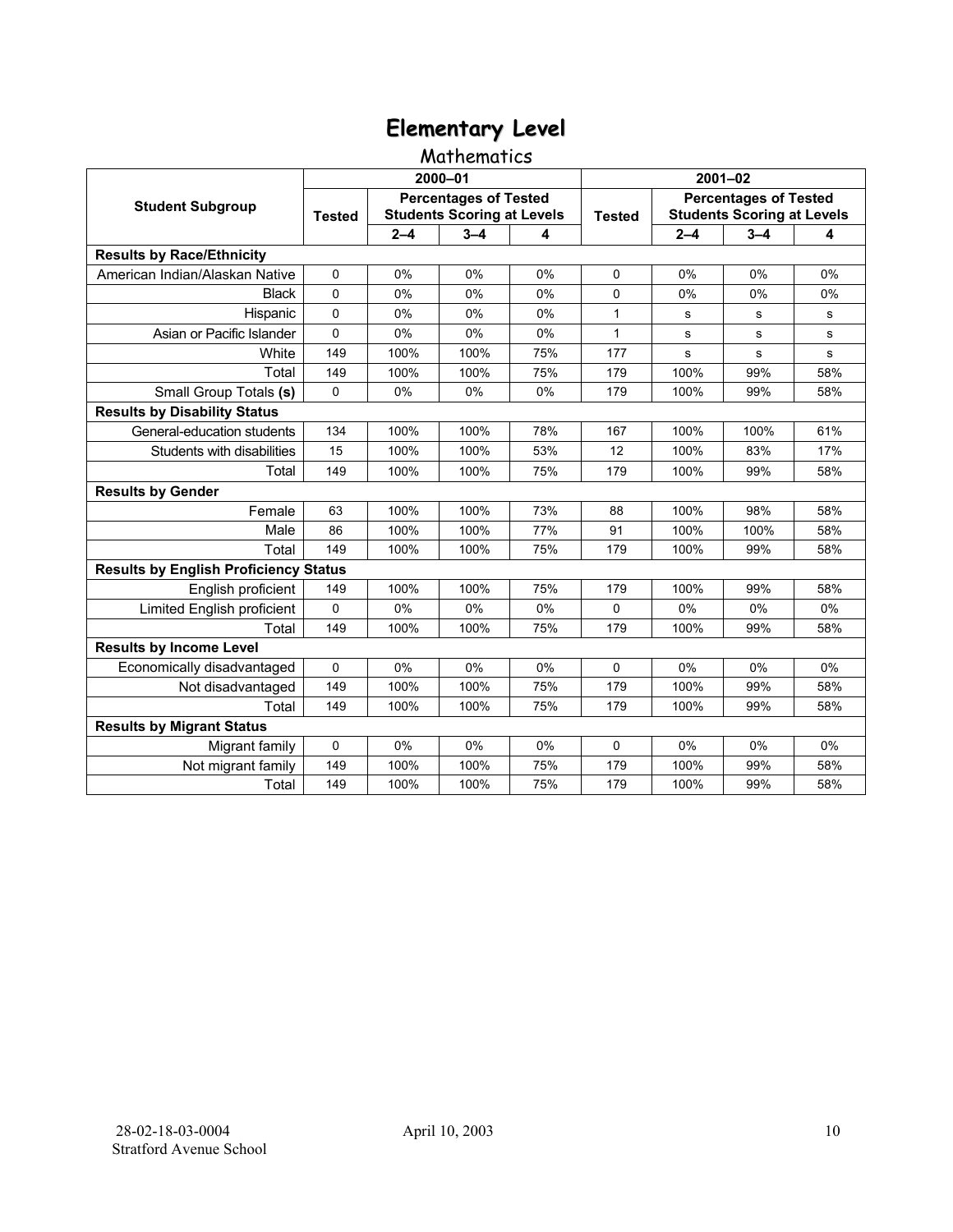# Elementary Level

## Mathematics

| Student Subgroup | 2000–01 | | | | 2001–02 | | | |
|---|---|---|---|---|---|---|---|---|
| | Tested | Percentages of Tested Students Scoring at Levels | | | Tested | Percentages of Tested Students Scoring at Levels | | |
| | | 2–4 | 3–4 | 4 | | 2–4 | 3–4 | 4 |
| **Results by Race/Ethnicity** | | | | | | | | |
| American Indian/Alaskan Native | 0 | 0% | 0% | 0% | 0 | 0% | 0% | 0% |
| Black | 0 | 0% | 0% | 0% | 0 | 0% | 0% | 0% |
| Hispanic | 0 | 0% | 0% | 0% | 1 | s | s | s |
| Asian or Pacific Islander | 0 | 0% | 0% | 0% | 1 | s | s | s |
| White | 149 | 100% | 100% | 75% | 177 | s | s | s |
| Total | 149 | 100% | 100% | 75% | 179 | 100% | 99% | 58% |
| Small Group Totals **(s)** | 0 | 0% | 0% | 0% | 179 | 100% | 99% | 58% |
| **Results by Disability Status** | | | | | | | | |
| General-education students | 134 | 100% | 100% | 78% | 167 | 100% | 100% | 61% |
| Students with disabilities | 15 | 100% | 100% | 53% | 12 | 100% | 83% | 17% |
| Total | 149 | 100% | 100% | 75% | 179 | 100% | 99% | 58% |
| **Results by Gender** | | | | | | | | |
| Female | 63 | 100% | 100% | 73% | 88 | 100% | 98% | 58% |
| Male | 86 | 100% | 100% | 77% | 91 | 100% | 100% | 58% |
| Total | 149 | 100% | 100% | 75% | 179 | 100% | 99% | 58% |
| **Results by English Proficiency Status** | | | | | | | | |
| English proficient | 149 | 100% | 100% | 75% | 179 | 100% | 99% | 58% |
| Limited English proficient | 0 | 0% | 0% | 0% | 0 | 0% | 0% | 0% |
| Total | 149 | 100% | 100% | 75% | 179 | 100% | 99% | 58% |
| **Results by Income Level** | | | | | | | | |
| Economically disadvantaged | 0 | 0% | 0% | 0% | 0 | 0% | 0% | 0% |
| Not disadvantaged | 149 | 100% | 100% | 75% | 179 | 100% | 99% | 58% |
| Total | 149 | 100% | 100% | 75% | 179 | 100% | 99% | 58% |
| **Results by Migrant Status** | | | | | | | | |
| Migrant family | 0 | 0% | 0% | 0% | 0 | 0% | 0% | 0% |
| Not migrant family | 149 | 100% | 100% | 75% | 179 | 100% | 99% | 58% |
| Total | 149 | 100% | 100% | 75% | 179 | 100% | 99% | 58% |

28-02-18-03-0004
Stratford Avenue School

April 10, 2003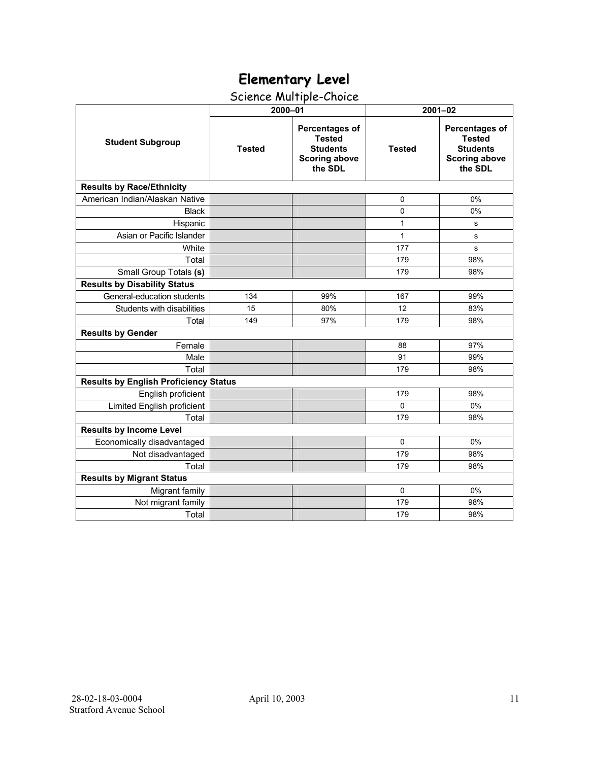# Elementary Level

## Science Multiple-Choice

| Student Subgroup | 2000–01 | | 2001–02 | |
|---|---|---|---|---|
| | Tested | Percentages of Tested Students Scoring above the SDL | Tested | Percentages of Tested Students Scoring above the SDL |
| **Results by Race/Ethnicity** | | | | |
| American Indian/Alaskan Native | | | 0 | 0% |
| Black | | | 0 | 0% |
| Hispanic | | | 1 | s |
| Asian or Pacific Islander | | | 1 | s |
| White | | | 177 | s |
| Total | | | 179 | 98% |
| Small Group Totals **(s)** | | | 179 | 98% |
| **Results by Disability Status** | | | | |
| General-education students | 134 | 99% | 167 | 99% |
| Students with disabilities | 15 | 80% | 12 | 83% |
| Total | 149 | 97% | 179 | 98% |
| **Results by Gender** | | | | |
| Female | | | 88 | 97% |
| Male | | | 91 | 99% |
| Total | | | 179 | 98% |
| **Results by English Proficiency Status** | | | | |
| English proficient | | | 179 | 98% |
| Limited English proficient | | | 0 | 0% |
| Total | | | 179 | 98% |
| **Results by Income Level** | | | | |
| Economically disadvantaged | | | 0 | 0% |
| Not disadvantaged | | | 179 | 98% |
| Total | | | 179 | 98% |
| **Results by Migrant Status** | | | | |
| Migrant family | | | 0 | 0% |
| Not migrant family | | | 179 | 98% |
| Total | | | 179 | 98% |

28-02-18-03-0004 Stratford Avenue School — April 10, 2003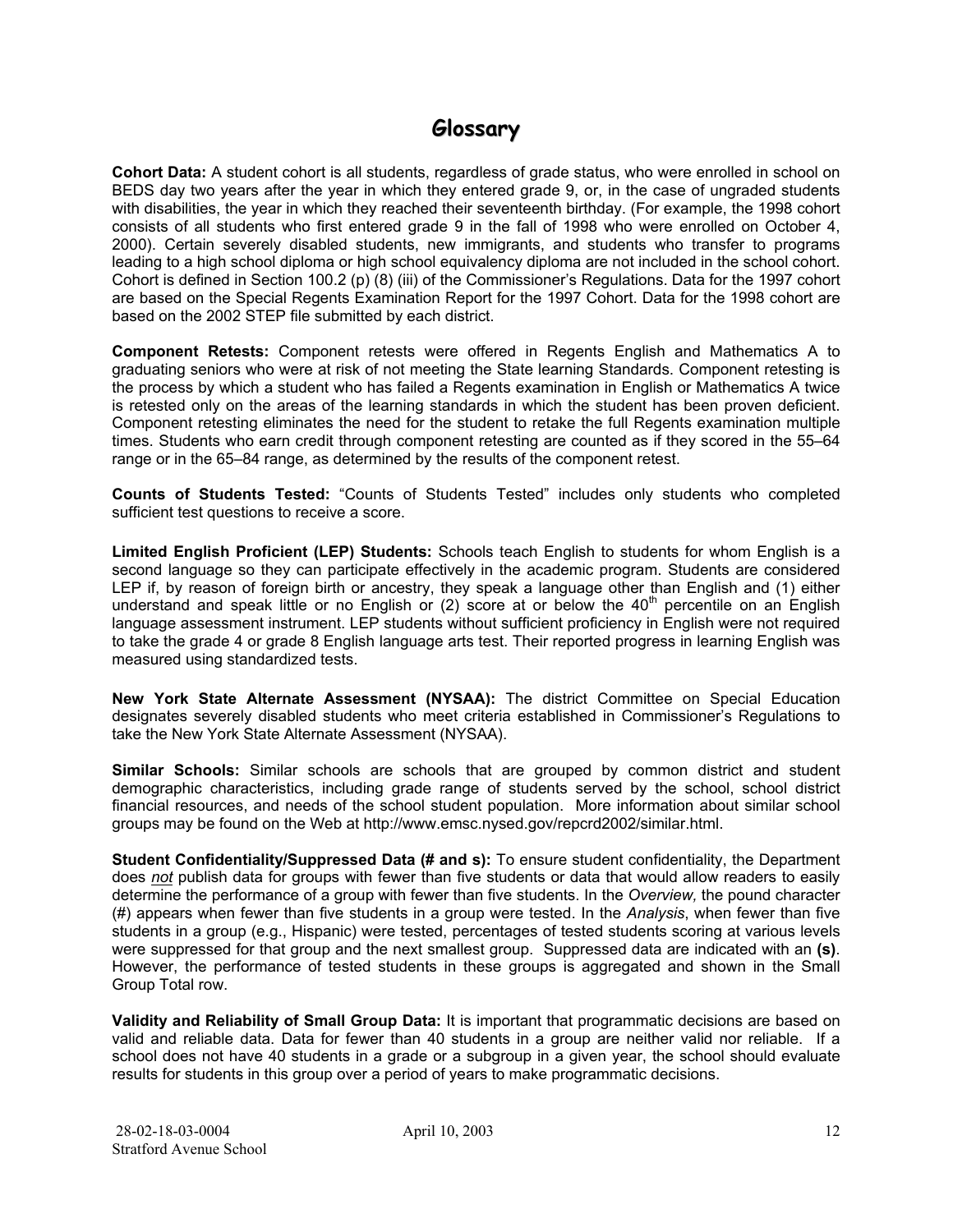# Glossary

**Cohort Data:** A student cohort is all students, regardless of grade status, who were enrolled in school on BEDS day two years after the year in which they entered grade 9, or, in the case of ungraded students with disabilities, the year in which they reached their seventeenth birthday. (For example, the 1998 cohort consists of all students who first entered grade 9 in the fall of 1998 who were enrolled on October 4, 2000). Certain severely disabled students, new immigrants, and students who transfer to programs leading to a high school diploma or high school equivalency diploma are not included in the school cohort. Cohort is defined in Section 100.2 (p) (8) (iii) of the Commissioner's Regulations. Data for the 1997 cohort are based on the Special Regents Examination Report for the 1997 Cohort. Data for the 1998 cohort are based on the 2002 STEP file submitted by each district.

**Component Retests:** Component retests were offered in Regents English and Mathematics A to graduating seniors who were at risk of not meeting the State learning Standards. Component retesting is the process by which a student who has failed a Regents examination in English or Mathematics A twice is retested only on the areas of the learning standards in which the student has been proven deficient. Component retesting eliminates the need for the student to retake the full Regents examination multiple times. Students who earn credit through component retesting are counted as if they scored in the 55–64 range or in the 65–84 range, as determined by the results of the component retest.

**Counts of Students Tested:** "Counts of Students Tested" includes only students who completed sufficient test questions to receive a score.

**Limited English Proficient (LEP) Students:** Schools teach English to students for whom English is a second language so they can participate effectively in the academic program. Students are considered LEP if, by reason of foreign birth or ancestry, they speak a language other than English and (1) either understand and speak little or no English or (2) score at or below the $40^{th}$ percentile on an English language assessment instrument. LEP students without sufficient proficiency in English were not required to take the grade 4 or grade 8 English language arts test. Their reported progress in learning English was measured using standardized tests.

**New York State Alternate Assessment (NYSAA):** The district Committee on Special Education designates severely disabled students who meet criteria established in Commissioner's Regulations to take the New York State Alternate Assessment (NYSAA).

**Similar Schools:** Similar schools are schools that are grouped by common district and student demographic characteristics, including grade range of students served by the school, school district financial resources, and needs of the school student population. More information about similar school groups may be found on the Web at http://www.emsc.nysed.gov/repcrd2002/similar.html.

**Student Confidentiality/Suppressed Data (# and s):** To ensure student confidentiality, the Department does *not* publish data for groups with fewer than five students or data that would allow readers to easily determine the performance of a group with fewer than five students. In the *Overview,* the pound character (#) appears when fewer than five students in a group were tested. In the *Analysis*, when fewer than five students in a group (e.g., Hispanic) were tested, percentages of tested students scoring at various levels were suppressed for that group and the next smallest group. Suppressed data are indicated with an **(s)**. However, the performance of tested students in these groups is aggregated and shown in the Small Group Total row.

**Validity and Reliability of Small Group Data:** It is important that programmatic decisions are based on valid and reliable data. Data for fewer than 40 students in a group are neither valid nor reliable. If a school does not have 40 students in a grade or a subgroup in a given year, the school should evaluate results for students in this group over a period of years to make programmatic decisions.